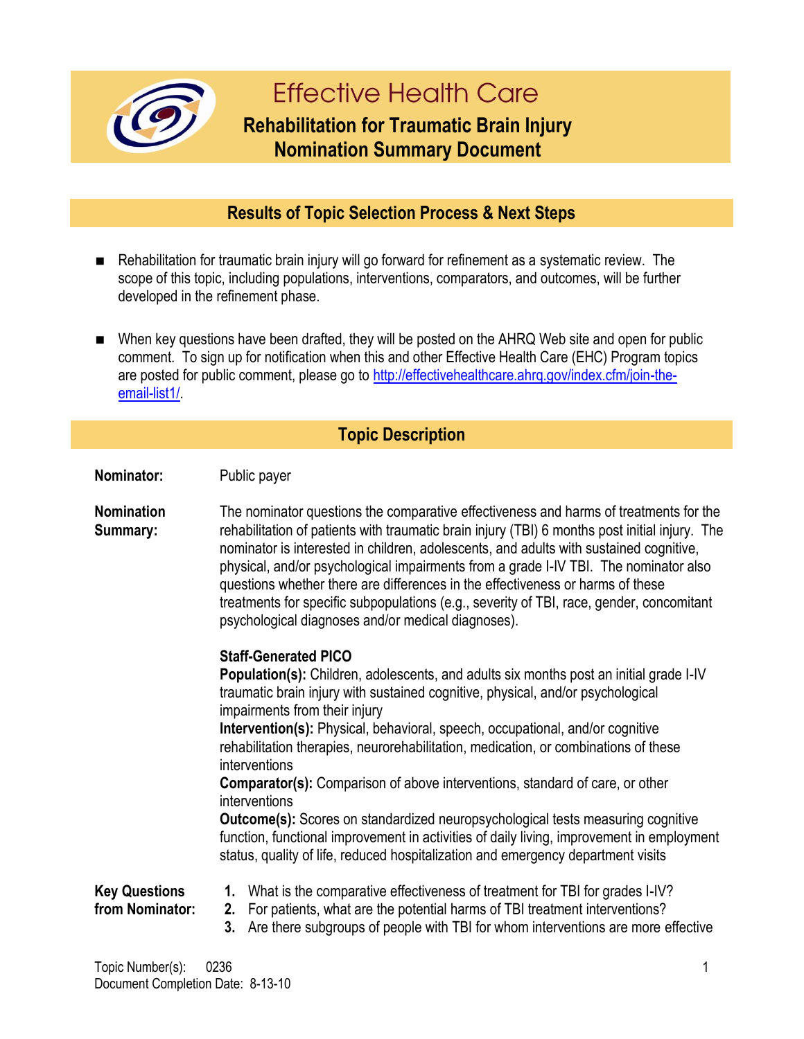# Effective Health Care

## Rehabilitation for Traumatic Brain Injury Nomination Summary Document

## Results of Topic Selection Process & Next Steps

- Rehabilitation for traumatic brain injury will go forward for refinement as a systematic review. The scope of this topic, including populations, interventions, comparators, and outcomes, will be further developed in the refinement phase.

- When key questions have been drafted, they will be posted on the AHRQ Web site and open for public comment. To sign up for notification when this and other Effective Health Care (EHC) Program topics are posted for public comment, please go to http://effectivehealthcare.ahrq.gov/index.cfm/join-the-email-list1/.

## Topic Description

**Nominator:** Public payer

**Nomination Summary:** The nominator questions the comparative effectiveness and harms of treatments for the rehabilitation of patients with traumatic brain injury (TBI) 6 months post initial injury. The nominator is interested in children, adolescents, and adults with sustained cognitive, physical, and/or psychological impairments from a grade I-IV TBI. The nominator also questions whether there are differences in the effectiveness or harms of these treatments for specific subpopulations (e.g., severity of TBI, race, gender, concomitant psychological diagnoses and/or medical diagnoses).

**Staff-Generated PICO**

**Population(s):** Children, adolescents, and adults six months post an initial grade I-IV traumatic brain injury with sustained cognitive, physical, and/or psychological impairments from their injury

**Intervention(s):** Physical, behavioral, speech, occupational, and/or cognitive rehabilitation therapies, neurorehabilitation, medication, or combinations of these interventions

**Comparator(s):** Comparison of above interventions, standard of care, or other interventions

**Outcome(s):** Scores on standardized neuropsychological tests measuring cognitive function, functional improvement in activities of daily living, improvement in employment status, quality of life, reduced hospitalization and emergency department visits

**Key Questions from Nominator:**

1. What is the comparative effectiveness of treatment for TBI for grades I-IV?
2. For patients, what are the potential harms of TBI treatment interventions?
3. Are there subgroups of people with TBI for whom interventions are more effective

Topic Number(s): 0236
Document Completion Date: 8-13-10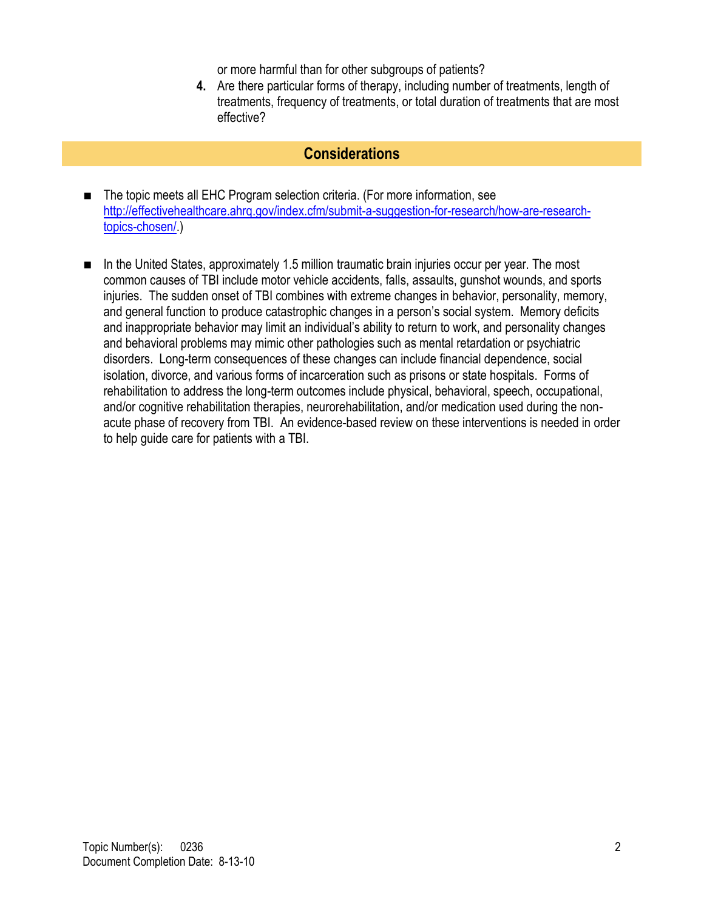or more harmful than for other subgroups of patients?

4. Are there particular forms of therapy, including number of treatments, length of treatments, frequency of treatments, or total duration of treatments that are most effective?

## Considerations

- The topic meets all EHC Program selection criteria. (For more information, see [http://effectivehealthcare.ahrq.gov/index.cfm/submit-a-suggestion-for-research/how-are-research-topics-chosen/](http://effectivehealthcare.ahrq.gov/index.cfm/submit-a-suggestion-for-research/how-are-research-topics-chosen/).)

- In the United States, approximately 1.5 million traumatic brain injuries occur per year. The most common causes of TBI include motor vehicle accidents, falls, assaults, gunshot wounds, and sports injuries. The sudden onset of TBI combines with extreme changes in behavior, personality, memory, and general function to produce catastrophic changes in a person's social system. Memory deficits and inappropriate behavior may limit an individual's ability to return to work, and personality changes and behavioral problems may mimic other pathologies such as mental retardation or psychiatric disorders. Long-term consequences of these changes can include financial dependence, social isolation, divorce, and various forms of incarceration such as prisons or state hospitals. Forms of rehabilitation to address the long-term outcomes include physical, behavioral, speech, occupational, and/or cognitive rehabilitation therapies, neurorehabilitation, and/or medication used during the non-acute phase of recovery from TBI. An evidence-based review on these interventions is needed in order to help guide care for patients with a TBI.

Topic Number(s): 0236
Document Completion Date: 8-13-10